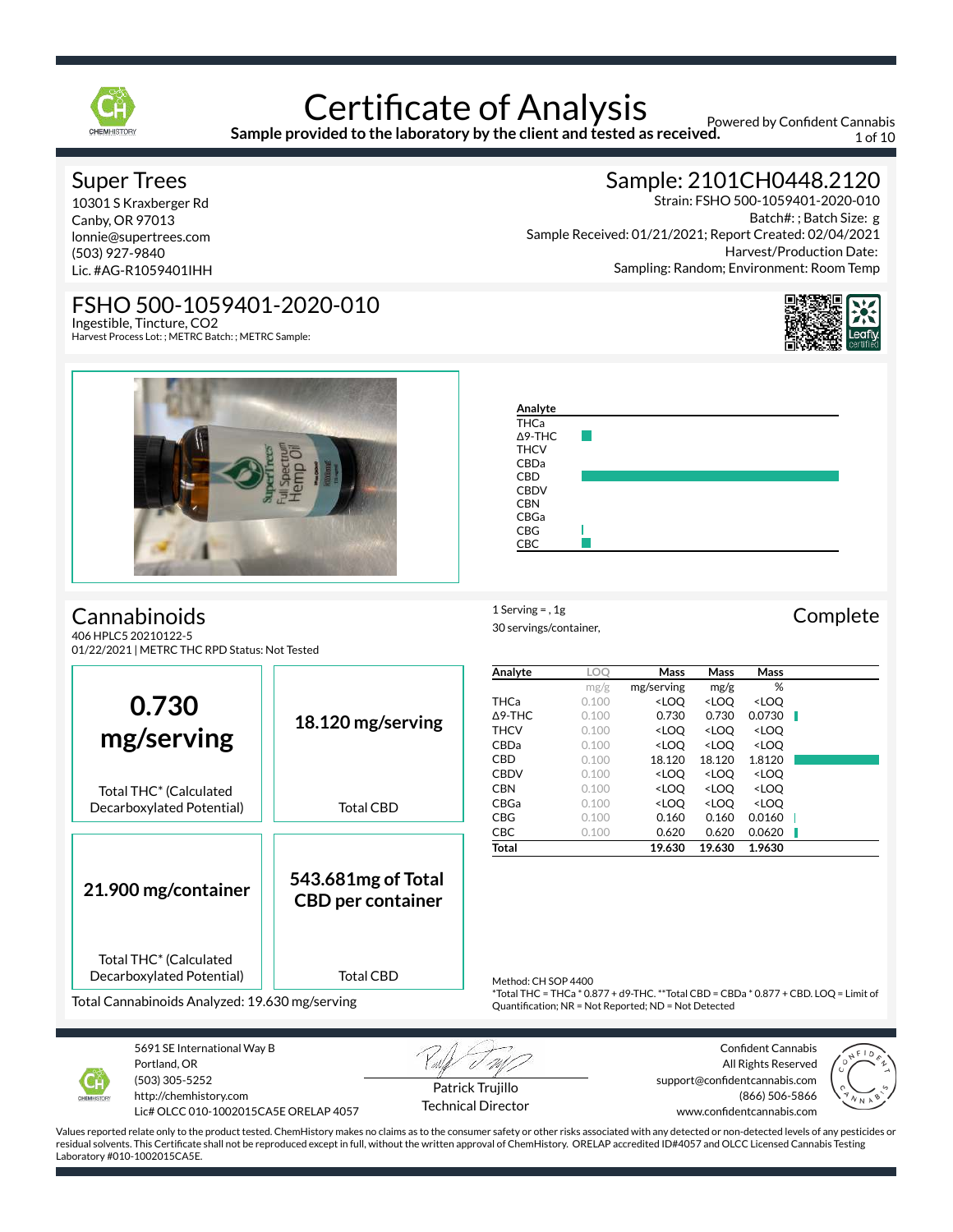# Certificate of Analysis

**Sample provided to the laboratory by the client and tested as received.**

Powered by Confident Cannabis

## Super Trees

10301 S Kraxberger Rd
Canby, OR 97013
lonnie@supertrees.com
(503) 927-9840
Lic. #AG-R1059401IHH

## Sample: 2101CH0448.2120

Strain: FSHO 500-1059401-2020-010
Batch#: ; Batch Size: g
Sample Received: 01/21/2021; Report Created: 02/04/2021
Harvest/Production Date:
Sampling: Random; Environment: Room Temp

## FSHO 500-1059401-2020-010

Ingestible, Tincture, CO2
Harvest Process Lot: ; METRC Batch: ; METRC Sample:

Analyte
THCa
Δ9-THC
THCV
CBDa
CBD
CBDV
CBN
CBGa
CBG
CBC

## Cannabinoids

406 HPLC5 20210122-5
01/22/2021 | METRC THC RPD Status: Not Tested

1 Serving = , 1g
30 servings/container,

**Complete**

| | |
|---|---|
| **0.730 mg/serving**<br>Total THC* (Calculated Decarboxylated Potential) | **18.120 mg/serving**<br>Total CBD |
| **21.900 mg/container**<br>Total THC* (Calculated Decarboxylated Potential) | **543.681mg of Total CBD per container**<br>Total CBD |

Total Cannabinoids Analyzed: 19.630 mg/serving

| Analyte | LOQ | Mass | Mass | Mass |
|---|---|---|---|---|
| | mg/g | mg/serving | mg/g | % |
| THCa | 0.100 | <LOQ | <LOQ | <LOQ |
| Δ9-THC | 0.100 | 0.730 | 0.730 | 0.0730 |
| THCV | 0.100 | <LOQ | <LOQ | <LOQ |
| CBDa | 0.100 | <LOQ | <LOQ | <LOQ |
| CBD | 0.100 | 18.120 | 18.120 | 1.8120 |
| CBDV | 0.100 | <LOQ | <LOQ | <LOQ |
| CBN | 0.100 | <LOQ | <LOQ | <LOQ |
| CBGa | 0.100 | <LOQ | <LOQ | <LOQ |
| CBG | 0.100 | 0.160 | 0.160 | 0.0160 |
| CBC | 0.100 | 0.620 | 0.620 | 0.0620 |
| **Total** | | **19.630** | **19.630** | **1.9630** |

Method: CH SOP 4400
*Total THC = THCa * 0.877 + d9-THC. **Total CBD = CBDa * 0.877 + CBD. LOQ = Limit of Quantification; NR = Not Reported; ND = Not Detected

5691 SE International Way B
Portland, OR
(503) 305-5252
http://chemhistory.com
Lic# OLCC 010-1002015CA5E ORELAP 4057

Patrick Trujillo
Technical Director

Confident Cannabis
All Rights Reserved
support@confidentcannabis.com
(866) 506-5866
www.confidentcannabis.com

Values reported relate only to the product tested. ChemHistory makes no claims as to the consumer safety or other risks associated with any detected or non-detected levels of any pesticides or residual solvents. This Certificate shall not be reproduced except in full, without the written approval of ChemHistory. ORELAP accredited ID#4057 and OLCC Licensed Cannabis Testing Laboratory #010-1002015CA5E.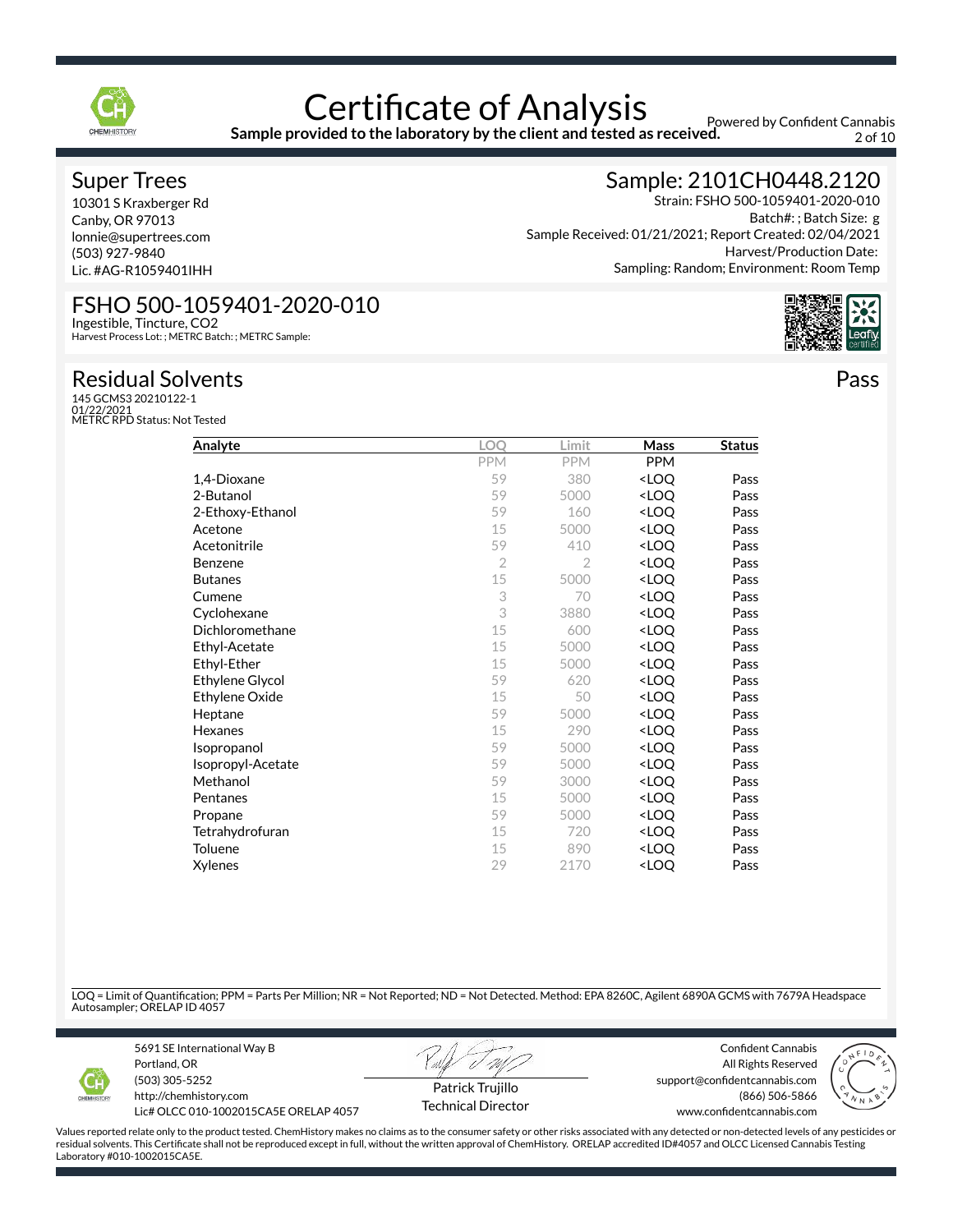# Certificate of Analysis

**Sample provided to the laboratory by the client and tested as received.**

Powered by Confident Cannabis

## Super Trees

10301 S Kraxberger Rd
Canby, OR 97013
lonnie@supertrees.com
(503) 927-9840
Lic. #AG-R1059401IHH

## Sample: 2101CH0448.2120

Strain: FSHO 500-1059401-2020-010
Batch#: ; Batch Size: g
Sample Received: 01/21/2021; Report Created: 02/04/2021
Harvest/Production Date:
Sampling: Random; Environment: Room Temp

## FSHO 500-1059401-2020-010

Ingestible, Tincture, CO2
Harvest Process Lot: ; METRC Batch: ; METRC Sample:

## Residual Solvents

**Pass**

145 GCMS3 20210122-1
01/22/2021
METRC RPD Status: Not Tested

| Analyte | LOQ | Limit | Mass | Status |
|---|---|---|---|---|
| | PPM | PPM | PPM | |
| 1,4-Dioxane | 59 | 380 | <LOQ | Pass |
| 2-Butanol | 59 | 5000 | <LOQ | Pass |
| 2-Ethoxy-Ethanol | 59 | 160 | <LOQ | Pass |
| Acetone | 15 | 5000 | <LOQ | Pass |
| Acetonitrile | 59 | 410 | <LOQ | Pass |
| Benzene | 2 | 2 | <LOQ | Pass |
| Butanes | 15 | 5000 | <LOQ | Pass |
| Cumene | 3 | 70 | <LOQ | Pass |
| Cyclohexane | 3 | 3880 | <LOQ | Pass |
| Dichloromethane | 15 | 600 | <LOQ | Pass |
| Ethyl-Acetate | 15 | 5000 | <LOQ | Pass |
| Ethyl-Ether | 15 | 5000 | <LOQ | Pass |
| Ethylene Glycol | 59 | 620 | <LOQ | Pass |
| Ethylene Oxide | 15 | 50 | <LOQ | Pass |
| Heptane | 59 | 5000 | <LOQ | Pass |
| Hexanes | 15 | 290 | <LOQ | Pass |
| Isopropanol | 59 | 5000 | <LOQ | Pass |
| Isopropyl-Acetate | 59 | 5000 | <LOQ | Pass |
| Methanol | 59 | 3000 | <LOQ | Pass |
| Pentanes | 15 | 5000 | <LOQ | Pass |
| Propane | 59 | 5000 | <LOQ | Pass |
| Tetrahydrofuran | 15 | 720 | <LOQ | Pass |
| Toluene | 15 | 890 | <LOQ | Pass |
| Xylenes | 29 | 2170 | <LOQ | Pass |

LOQ = Limit of Quantification; PPM = Parts Per Million; NR = Not Reported; ND = Not Detected. Method: EPA 8260C, Agilent 6890A GCMS with 7679A Headspace Autosampler; ORELAP ID 4057

5691 SE International Way B
Portland, OR
(503) 305-5252
http://chemhistory.com
Lic# OLCC 010-1002015CA5E ORELAP 4057

Patrick Trujillo
Technical Director

Confident Cannabis
All Rights Reserved
support@confidentcannabis.com
(866) 506-5866
www.confidentcannabis.com

Values reported relate only to the product tested. ChemHistory makes no claims as to the consumer safety or other risks associated with any detected or non-detected levels of any pesticides or residual solvents. This Certificate shall not be reproduced except in full, without the written approval of ChemHistory. ORELAP accredited ID#4057 and OLCC Licensed Cannabis Testing Laboratory #010-1002015CA5E.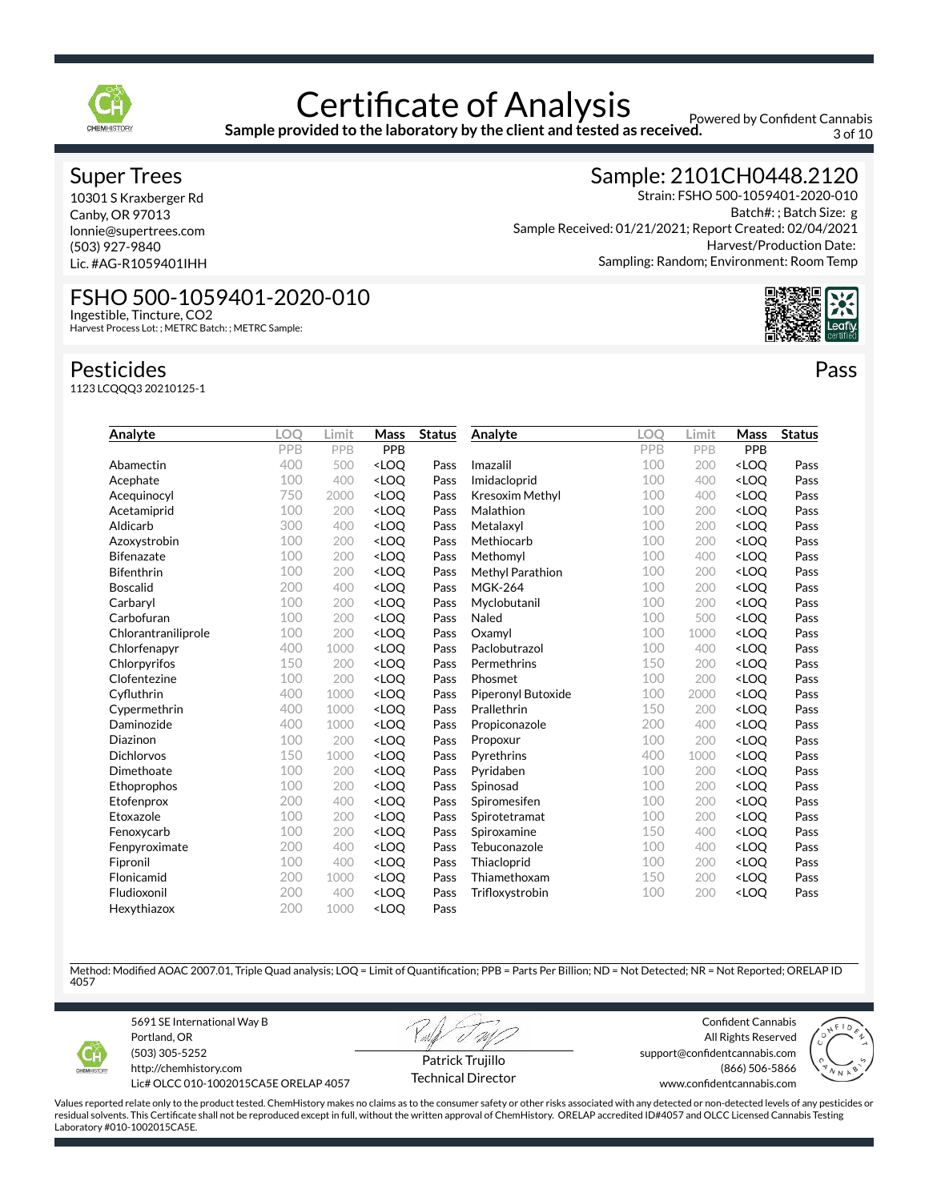# Certificate of Analysis

**Sample provided to the laboratory by the client and tested as received.**

Powered by Confident Cannabis

## Super Trees

10301 S Kraxberger Rd
Canby, OR 97013
lonnie@supertrees.com
(503) 927-9840
Lic. #AG-R1059401IHH

## Sample: 2101CH0448.2120

Strain: FSHO 500-1059401-2020-010
Batch#: ; Batch Size: g
Sample Received: 01/21/2021; Report Created: 02/04/2021
Harvest/Production Date:
Sampling: Random; Environment: Room Temp

## FSHO 500-1059401-2020-010

Ingestible, Tincture, CO2
Harvest Process Lot: ; METRC Batch: ; METRC Sample:

## Pesticides

1123 LCQQQ3 20210125-1

**Pass**

| Analyte | LOQ | Limit | Mass | Status |
|---|---|---|---|---|
| | PPB | PPB | PPB | |
| Abamectin | 400 | 500 | <LOQ | Pass |
| Acephate | 100 | 400 | <LOQ | Pass |
| Acequinocyl | 750 | 2000 | <LOQ | Pass |
| Acetamiprid | 100 | 200 | <LOQ | Pass |
| Aldicarb | 300 | 400 | <LOQ | Pass |
| Azoxystrobin | 100 | 200 | <LOQ | Pass |
| Bifenazate | 100 | 200 | <LOQ | Pass |
| Bifenthrin | 100 | 200 | <LOQ | Pass |
| Boscalid | 200 | 400 | <LOQ | Pass |
| Carbaryl | 100 | 200 | <LOQ | Pass |
| Carbofuran | 100 | 200 | <LOQ | Pass |
| Chlorantraniliprole | 100 | 200 | <LOQ | Pass |
| Chlorfenapyr | 400 | 1000 | <LOQ | Pass |
| Chlorpyrifos | 150 | 200 | <LOQ | Pass |
| Clofentezine | 100 | 200 | <LOQ | Pass |
| Cyfluthrin | 400 | 1000 | <LOQ | Pass |
| Cypermethrin | 400 | 1000 | <LOQ | Pass |
| Daminozide | 400 | 1000 | <LOQ | Pass |
| Diazinon | 100 | 200 | <LOQ | Pass |
| Dichlorvos | 150 | 1000 | <LOQ | Pass |
| Dimethoate | 100 | 200 | <LOQ | Pass |
| Ethoprophos | 100 | 200 | <LOQ | Pass |
| Etofenprox | 200 | 400 | <LOQ | Pass |
| Etoxazole | 100 | 200 | <LOQ | Pass |
| Fenoxycarb | 100 | 200 | <LOQ | Pass |
| Fenpyroximate | 200 | 400 | <LOQ | Pass |
| Fipronil | 100 | 400 | <LOQ | Pass |
| Flonicamid | 200 | 1000 | <LOQ | Pass |
| Fludioxonil | 200 | 400 | <LOQ | Pass |
| Hexythiazox | 200 | 1000 | <LOQ | Pass |
| Imazalil | 100 | 200 | <LOQ | Pass |
| Imidacloprid | 100 | 400 | <LOQ | Pass |
| Kresoxim Methyl | 100 | 400 | <LOQ | Pass |
| Malathion | 100 | 200 | <LOQ | Pass |
| Metalaxyl | 100 | 200 | <LOQ | Pass |
| Methiocarb | 100 | 200 | <LOQ | Pass |
| Methomyl | 100 | 400 | <LOQ | Pass |
| Methyl Parathion | 100 | 200 | <LOQ | Pass |
| MGK-264 | 100 | 200 | <LOQ | Pass |
| Myclobutanil | 100 | 200 | <LOQ | Pass |
| Naled | 100 | 500 | <LOQ | Pass |
| Oxamyl | 100 | 1000 | <LOQ | Pass |
| Paclobutrazol | 100 | 400 | <LOQ | Pass |
| Permethrins | 150 | 200 | <LOQ | Pass |
| Phosmet | 100 | 200 | <LOQ | Pass |
| Piperonyl Butoxide | 100 | 2000 | <LOQ | Pass |
| Prallethrin | 150 | 200 | <LOQ | Pass |
| Propiconazole | 200 | 400 | <LOQ | Pass |
| Propoxur | 100 | 200 | <LOQ | Pass |
| Pyrethrins | 400 | 1000 | <LOQ | Pass |
| Pyridaben | 100 | 200 | <LOQ | Pass |
| Spinosad | 100 | 200 | <LOQ | Pass |
| Spiromesifen | 100 | 200 | <LOQ | Pass |
| Spirotetramat | 100 | 200 | <LOQ | Pass |
| Spiroxamine | 150 | 400 | <LOQ | Pass |
| Tebuconazole | 100 | 400 | <LOQ | Pass |
| Thiacloprid | 100 | 200 | <LOQ | Pass |
| Thiamethoxam | 150 | 200 | <LOQ | Pass |
| Trifloxystrobin | 100 | 200 | <LOQ | Pass |

Method: Modified AOAC 2007.01, Triple Quad analysis; LOQ = Limit of Quantification; PPB = Parts Per Billion; ND = Not Detected; NR = Not Reported; ORELAP ID 4057

5691 SE International Way B
Portland, OR
(503) 305-5252
http://chemhistory.com
Lic# OLCC 010-1002015CA5E ORELAP 4057

Patrick Trujillo
Technical Director

Confident Cannabis
All Rights Reserved
support@confidentcannabis.com
(866) 506-5866
www.confidentcannabis.com

Values reported relate only to the product tested. ChemHistory makes no claims as to the consumer safety or other risks associated with any detected or non-detected levels of any pesticides or residual solvents. This Certificate shall not be reproduced except in full, without the written approval of ChemHistory. ORELAP accredited ID#4057 and OLCC Licensed Cannabis Testing Laboratory #010-1002015CA5E.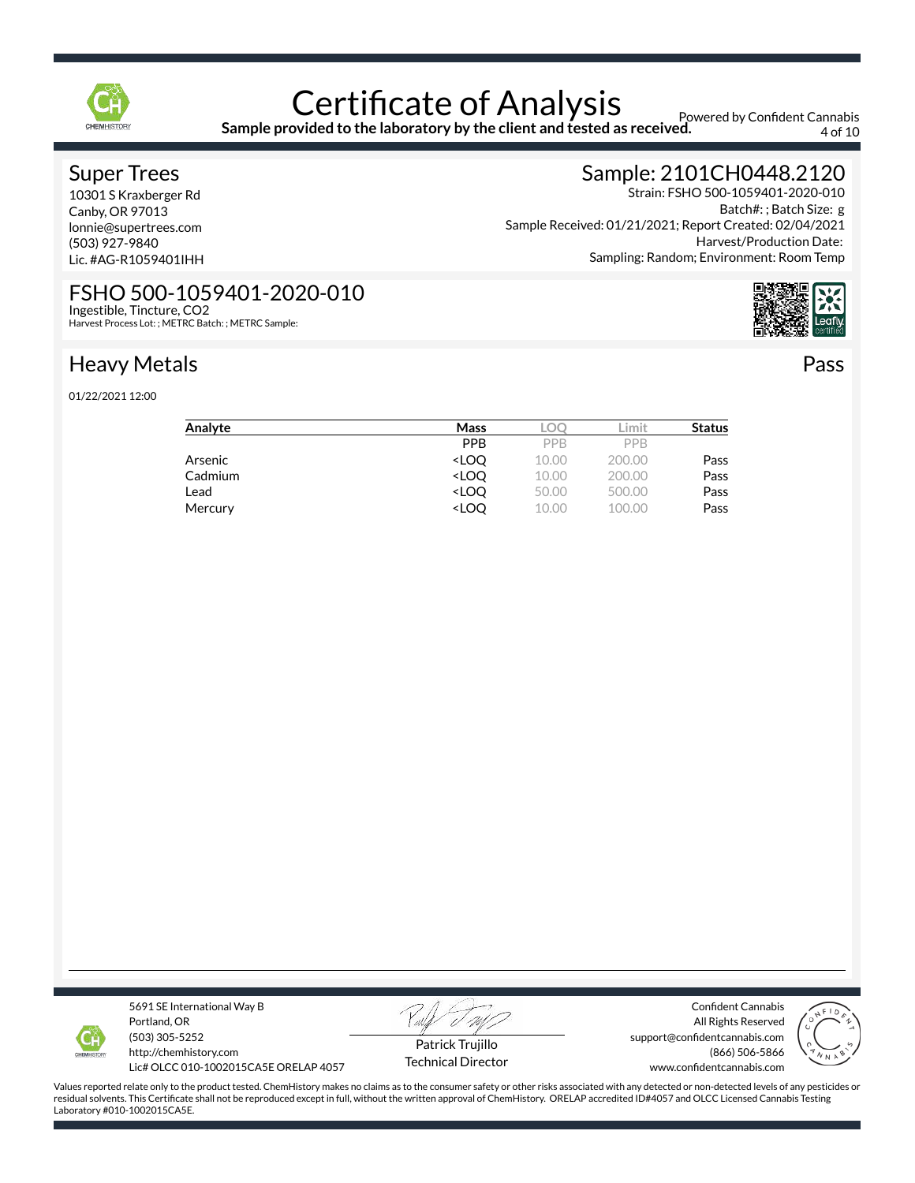# Certificate of Analysis

**Sample provided to the laboratory by the client and tested as received.**

Powered by Confident Cannabis

## Super Trees

10301 S Kraxberger Rd
Canby, OR 97013
lonnie@supertrees.com
(503) 927-9840
Lic. #AG-R1059401IHH

## Sample: 2101CH0448.2120

Strain: FSHO 500-1059401-2020-010
Batch#: ; Batch Size: g
Sample Received: 01/21/2021; Report Created: 02/04/2021
Harvest/Production Date:
Sampling: Random; Environment: Room Temp

## FSHO 500-1059401-2020-010

Ingestible, Tincture, $CO_2$
Harvest Process Lot: ; METRC Batch: ; METRC Sample:

## Heavy Metals

**Pass**

01/22/2021 12:00

| Analyte | Mass | LOQ | Limit | Status |
|---|---|---|---|---|
| | PPB | PPB | PPB | |
| Arsenic | <LOQ | 10.00 | 200.00 | Pass |
| Cadmium | <LOQ | 10.00 | 200.00 | Pass |
| Lead | <LOQ | 50.00 | 500.00 | Pass |
| Mercury | <LOQ | 10.00 | 100.00 | Pass |

5691 SE International Way B
Portland, OR
(503) 305-5252
http://chemhistory.com
Lic# OLCC 010-1002015CA5E ORELAP 4057

Patrick Trujillo
Technical Director

Confident Cannabis
All Rights Reserved
support@confidentcannabis.com
(866) 506-5866
www.confidentcannabis.com

Values reported relate only to the product tested. ChemHistory makes no claims as to the consumer safety or other risks associated with any detected or non-detected levels of any pesticides or residual solvents. This Certificate shall not be reproduced except in full, without the written approval of ChemHistory. ORELAP accredited ID#4057 and OLCC Licensed Cannabis Testing Laboratory #010-1002015CA5E.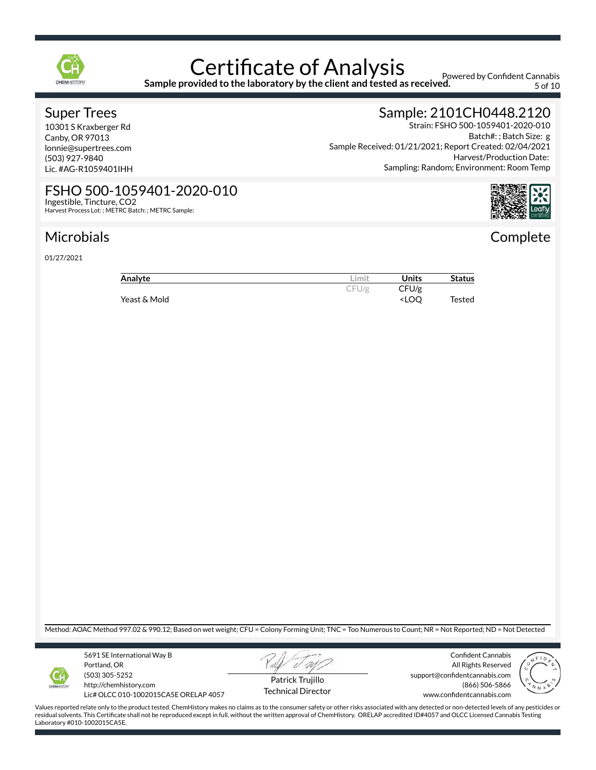# Certificate of Analysis

**Sample provided to the laboratory by the client and tested as received.**

Powered by Confident Cannabis

## Super Trees

10301 S Kraxberger Rd
Canby, OR 97013
lonnie@supertrees.com
(503) 927-9840
Lic. #AG-R1059401IHH

## Sample: 2101CH0448.2120

Strain: FSHO 500-1059401-2020-010
Batch#: ; Batch Size: g
Sample Received: 01/21/2021; Report Created: 02/04/2021
Harvest/Production Date:
Sampling: Random; Environment: Room Temp

## FSHO 500-1059401-2020-010

Ingestible, Tincture, CO2
Harvest Process Lot: ; METRC Batch: ; METRC Sample:

## Microbials

Complete

01/27/2021

| Analyte | Limit | Units | Status |
|---|---|---|---|
| | CFU/g | CFU/g | |
| Yeast & Mold | | <LOQ | Tested |

Method: AOAC Method 997.02 & 990.12; Based on wet weight; CFU = Colony Forming Unit; TNC = Too Numerous to Count; NR = Not Reported; ND = Not Detected

5691 SE International Way B
Portland, OR
(503) 305-5252
http://chemhistory.com
Lic# OLCC 010-1002015CA5E ORELAP 4057

Patrick Trujillo
Technical Director

Confident Cannabis
All Rights Reserved
support@confidentcannabis.com
(866) 506-5866
www.confidentcannabis.com

Values reported relate only to the product tested. ChemHistory makes no claims as to the consumer safety or other risks associated with any detected or non-detected levels of any pesticides or residual solvents. This Certificate shall not be reproduced except in full, without the written approval of ChemHistory. ORELAP accredited ID#4057 and OLCC Licensed Cannabis Testing Laboratory #010-1002015CA5E.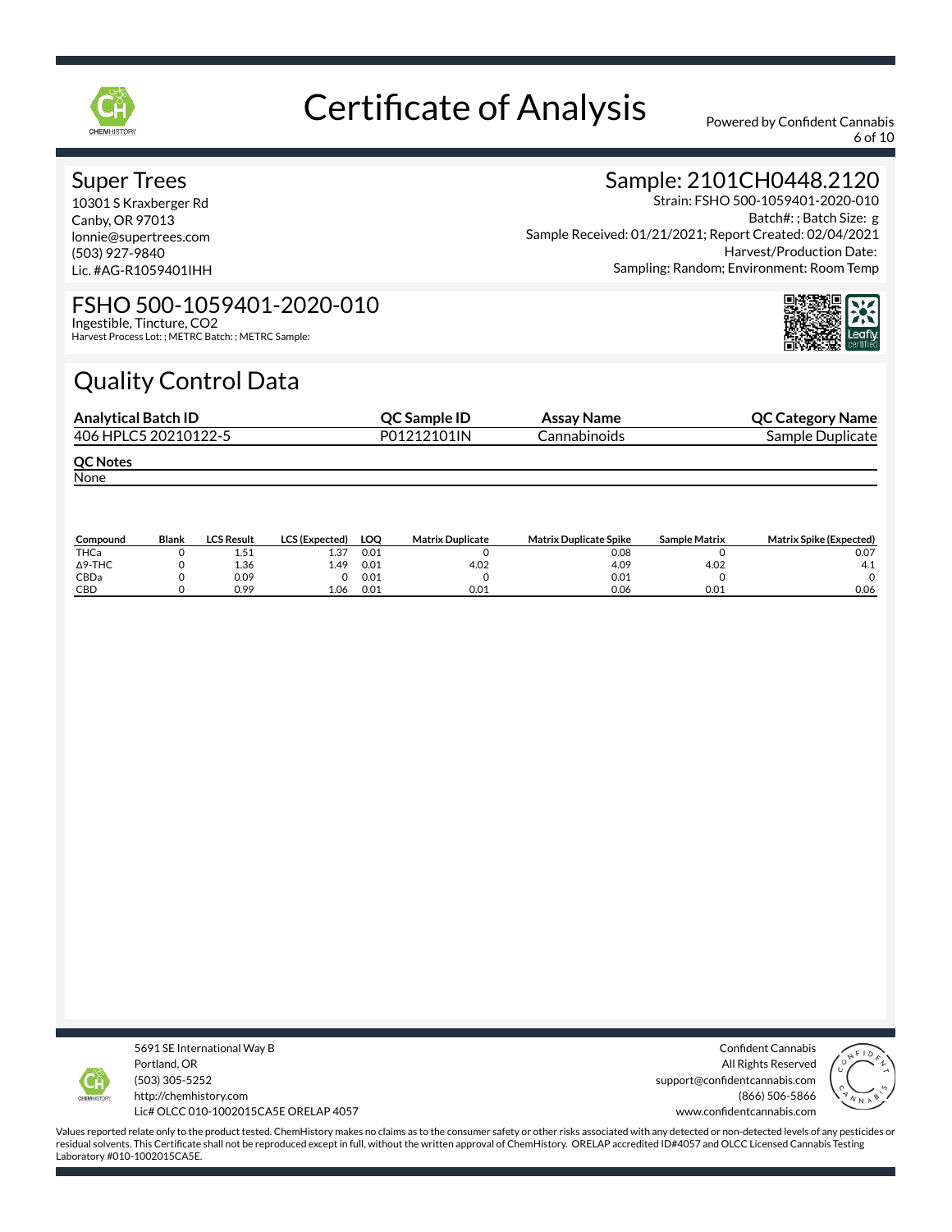# Certificate of Analysis

Powered by Confident Cannabis

## Super Trees

10301 S Kraxberger Rd
Canby, OR 97013
lonnie@supertrees.com
(503) 927-9840
Lic. #AG-R1059401IHH

## Sample: 2101CH0448.2120

Strain: FSHO 500-1059401-2020-010
Batch#: ; Batch Size: g
Sample Received: 01/21/2021; Report Created: 02/04/2021
Harvest/Production Date:
Sampling: Random; Environment: Room Temp

## FSHO 500-1059401-2020-010

Ingestible, Tincture, CO2
Harvest Process Lot: ; METRC Batch: ; METRC Sample:

## Quality Control Data

| Analytical Batch ID | QC Sample ID | Assay Name | QC Category Name |
|---|---|---|---|
| 406 HPLC5 20210122-5 | P01212101IN | Cannabinoids | Sample Duplicate |

**QC Notes**

None

| Compound | Blank | LCS Result | LCS (Expected) | LOQ | Matrix Duplicate | Matrix Duplicate Spike | Sample Matrix | Matrix Spike (Expected) |
|---|---|---|---|---|---|---|---|---|
| THCa | 0 | 1.51 | 1.37 | 0.01 | 0 | 0.08 | 0 | 0.07 |
| Δ9-THC | 0 | 1.36 | 1.49 | 0.01 | 4.02 | 4.09 | 4.02 | 4.1 |
| CBDa | 0 | 0.09 | 0 | 0.01 | 0 | 0.01 | 0 | 0 |
| CBD | 0 | 0.99 | 1.06 | 0.01 | 0.01 | 0.06 | 0.01 | 0.06 |

5691 SE International Way B
Portland, OR
(503) 305-5252
http://chemhistory.com
Lic# OLCC 010-1002015CA5E ORELAP 4057

Confident Cannabis
All Rights Reserved
support@confidentcannabis.com
(866) 506-5866
www.confidentcannabis.com

Values reported relate only to the product tested. ChemHistory makes no claims as to the consumer safety or other risks associated with any detected or non-detected levels of any pesticides or residual solvents. This Certificate shall not be reproduced except in full, without the written approval of ChemHistory. ORELAP accredited ID#4057 and OLCC Licensed Cannabis Testing Laboratory #010-1002015CA5E.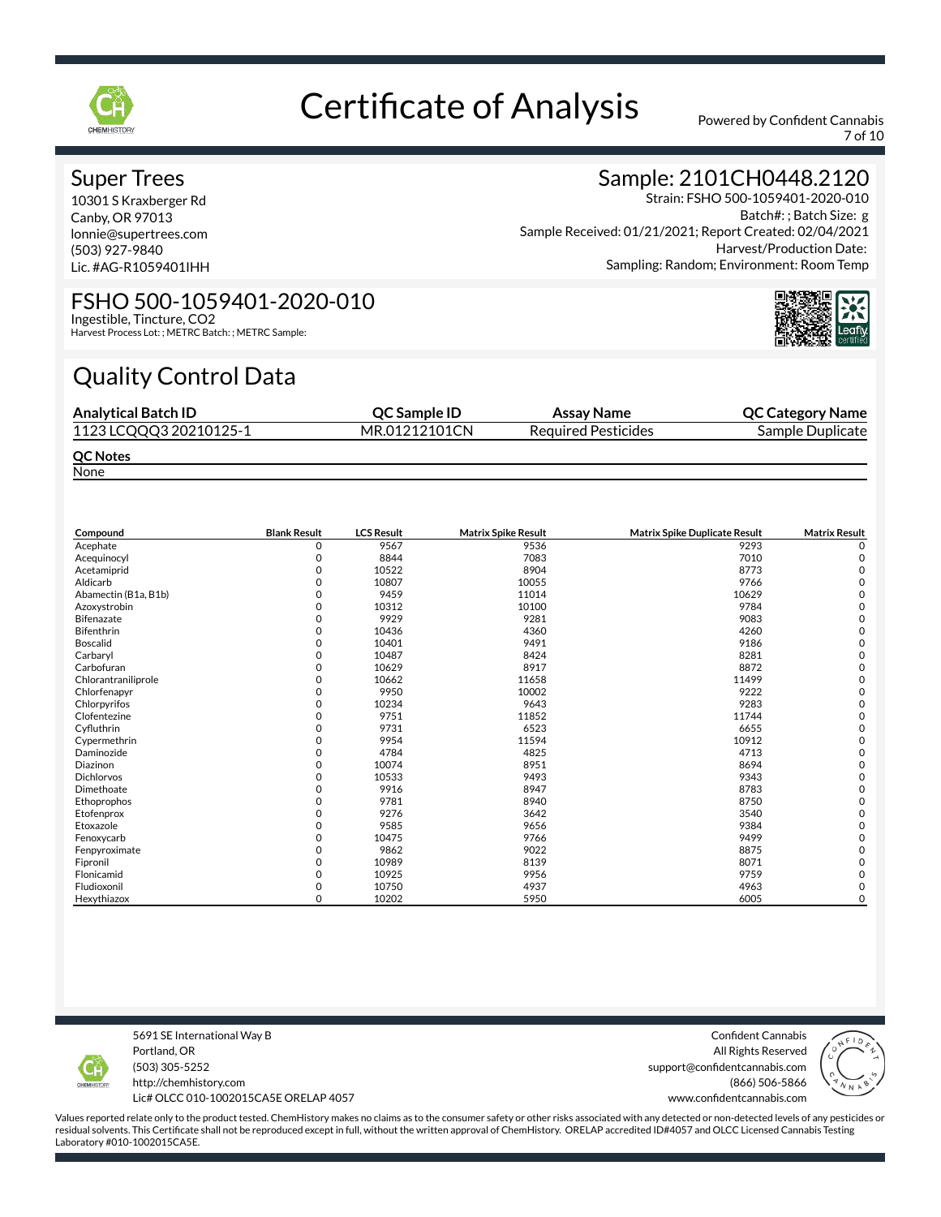# Certificate of Analysis

Powered by Confident Cannabis

## Super Trees

10301 S Kraxberger Rd
Canby, OR 97013
lonnie@supertrees.com
(503) 927-9840
Lic. #AG-R1059401IHH

## Sample: 2101CH0448.2120

Strain: FSHO 500-1059401-2020-010
Batch#: ; Batch Size: g
Sample Received: 01/21/2021; Report Created: 02/04/2021
Harvest/Production Date:
Sampling: Random; Environment: Room Temp

## FSHO 500-1059401-2020-010

Ingestible, Tincture, CO2
Harvest Process Lot: ; METRC Batch: ; METRC Sample:

# Quality Control Data

| Analytical Batch ID | QC Sample ID | Assay Name | QC Category Name |
|---|---|---|---|
| 1123 LCQQQ3 20210125-1 | MR.01212101CN | Required Pesticides | Sample Duplicate |

**QC Notes**

None

| Compound | Blank Result | LCS Result | Matrix Spike Result | Matrix Spike Duplicate Result | Matrix Result |
|---|---|---|---|---|---|
| Acephate | 0 | 9567 | 9536 | 9293 | 0 |
| Acequinocyl | 0 | 8844 | 7083 | 7010 | 0 |
| Acetamiprid | 0 | 10522 | 8904 | 8773 | 0 |
| Aldicarb | 0 | 10807 | 10055 | 9766 | 0 |
| Abamectin (B1a, B1b) | 0 | 9459 | 11014 | 10629 | 0 |
| Azoxystrobin | 0 | 10312 | 10100 | 9784 | 0 |
| Bifenazate | 0 | 9929 | 9281 | 9083 | 0 |
| Bifenthrin | 0 | 10436 | 4360 | 4260 | 0 |
| Boscalid | 0 | 10401 | 9491 | 9186 | 0 |
| Carbaryl | 0 | 10487 | 8424 | 8281 | 0 |
| Carbofuran | 0 | 10629 | 8917 | 8872 | 0 |
| Chlorantraniliprole | 0 | 10662 | 11658 | 11499 | 0 |
| Chlorfenapyr | 0 | 9950 | 10002 | 9222 | 0 |
| Chlorpyrifos | 0 | 10234 | 9643 | 9283 | 0 |
| Clofentezine | 0 | 9751 | 11852 | 11744 | 0 |
| Cyfluthrin | 0 | 9731 | 6523 | 6655 | 0 |
| Cypermethrin | 0 | 9954 | 11594 | 10912 | 0 |
| Daminozide | 0 | 4784 | 4825 | 4713 | 0 |
| Diazinon | 0 | 10074 | 8951 | 8694 | 0 |
| Dichlorvos | 0 | 10533 | 9493 | 9343 | 0 |
| Dimethoate | 0 | 9916 | 8947 | 8783 | 0 |
| Ethoprophos | 0 | 9781 | 8940 | 8750 | 0 |
| Etofenprox | 0 | 9276 | 3642 | 3540 | 0 |
| Etoxazole | 0 | 9585 | 9656 | 9384 | 0 |
| Fenoxycarb | 0 | 10475 | 9766 | 9499 | 0 |
| Fenpyroximate | 0 | 9862 | 9022 | 8875 | 0 |
| Fipronil | 0 | 10989 | 8139 | 8071 | 0 |
| Flonicamid | 0 | 10925 | 9956 | 9759 | 0 |
| Fludioxonil | 0 | 10750 | 4937 | 4963 | 0 |
| Hexythiazox | 0 | 10202 | 5950 | 6005 | 0 |

5691 SE International Way B
Portland, OR
(503) 305-5252
http://chemhistory.com
Lic# OLCC 010-1002015CA5E ORELAP 4057

Confident Cannabis
All Rights Reserved
support@confidentcannabis.com
(866) 506-5866
www.confidentcannabis.com

Values reported relate only to the product tested. ChemHistory makes no claims as to the consumer safety or other risks associated with any detected or non-detected levels of any pesticides or residual solvents. This Certificate shall not be reproduced except in full, without the written approval of ChemHistory. ORELAP accredited ID#4057 and OLCC Licensed Cannabis Testing Laboratory #010-1002015CA5E.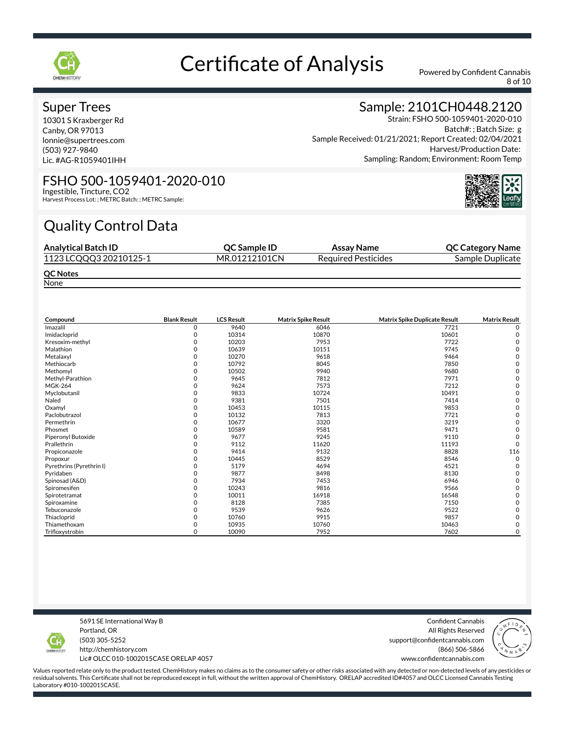# Certificate of Analysis

Powered by Confident Cannabis

## Super Trees

10301 S Kraxberger Rd
Canby, OR 97013
lonnie@supertrees.com
(503) 927-9840
Lic. #AG-R1059401IHH

## Sample: 2101CH0448.2120

Strain: FSHO 500-1059401-2020-010
Batch#: ; Batch Size: g
Sample Received: 01/21/2021; Report Created: 02/04/2021
Harvest/Production Date:
Sampling: Random; Environment: Room Temp

## FSHO 500-1059401-2020-010

Ingestible, Tincture, CO2
Harvest Process Lot: ; METRC Batch: ; METRC Sample:

## Quality Control Data

| Analytical Batch ID | QC Sample ID | Assay Name | QC Category Name |
|---|---|---|---|
| 1123 LCQQQ3 20210125-1 | MR.01212101CN | Required Pesticides | Sample Duplicate |

**QC Notes**

None

| Compound | Blank Result | LCS Result | Matrix Spike Result | Matrix Spike Duplicate Result | Matrix Result |
|---|---|---|---|---|---|
| Imazalil | 0 | 9640 | 6046 | 7721 | 0 |
| Imidacloprid | 0 | 10314 | 10870 | 10601 | 0 |
| Kresoxim-methyl | 0 | 10203 | 7953 | 7722 | 0 |
| Malathion | 0 | 10639 | 10151 | 9745 | 0 |
| Metalaxyl | 0 | 10270 | 9618 | 9464 | 0 |
| Methiocarb | 0 | 10792 | 8045 | 7850 | 0 |
| Methomyl | 0 | 10502 | 9940 | 9680 | 0 |
| Methyl-Parathion | 0 | 9645 | 7812 | 7971 | 0 |
| MGK-264 | 0 | 9624 | 7573 | 7212 | 0 |
| Myclobutanil | 0 | 9833 | 10724 | 10491 | 0 |
| Naled | 0 | 9381 | 7501 | 7414 | 0 |
| Oxamyl | 0 | 10453 | 10115 | 9853 | 0 |
| Paclobutrazol | 0 | 10132 | 7813 | 7721 | 0 |
| Permethrin | 0 | 10677 | 3320 | 3219 | 0 |
| Phosmet | 0 | 10589 | 9581 | 9471 | 0 |
| Piperonyl Butoxide | 0 | 9677 | 9245 | 9110 | 0 |
| Prallethrin | 0 | 9112 | 11620 | 11193 | 0 |
| Propiconazole | 0 | 9414 | 9132 | 8828 | 116 |
| Propoxur | 0 | 10445 | 8529 | 8546 | 0 |
| Pyrethrins (Pyrethrin I) | 0 | 5179 | 4694 | 4521 | 0 |
| Pyridaben | 0 | 9877 | 8498 | 8130 | 0 |
| Spinosad (A&D) | 0 | 7934 | 7453 | 6946 | 0 |
| Spiromesifen | 0 | 10243 | 9816 | 9566 | 0 |
| Spirotetramat | 0 | 10011 | 16918 | 16548 | 0 |
| Spiroxamine | 0 | 8128 | 7385 | 7150 | 0 |
| Tebuconazole | 0 | 9539 | 9626 | 9522 | 0 |
| Thiacloprid | 0 | 10760 | 9915 | 9857 | 0 |
| Thiamethoxam | 0 | 10935 | 10760 | 10463 | 0 |
| Trifloxystrobin | 0 | 10090 | 7952 | 7602 | 0 |

5691 SE International Way B
Portland, OR
(503) 305-5252
http://chemhistory.com
Lic# OLCC 010-1002015CA5E ORELAP 4057

Confident Cannabis
All Rights Reserved
support@confidentcannabis.com
(866) 506-5866
www.confidentcannabis.com

Values reported relate only to the product tested. ChemHistory makes no claims as to the consumer safety or other risks associated with any detected or non-detected levels of any pesticides or residual solvents. This Certificate shall not be reproduced except in full, without the written approval of ChemHistory. ORELAP accredited ID#4057 and OLCC Licensed Cannabis Testing Laboratory #010-1002015CA5E.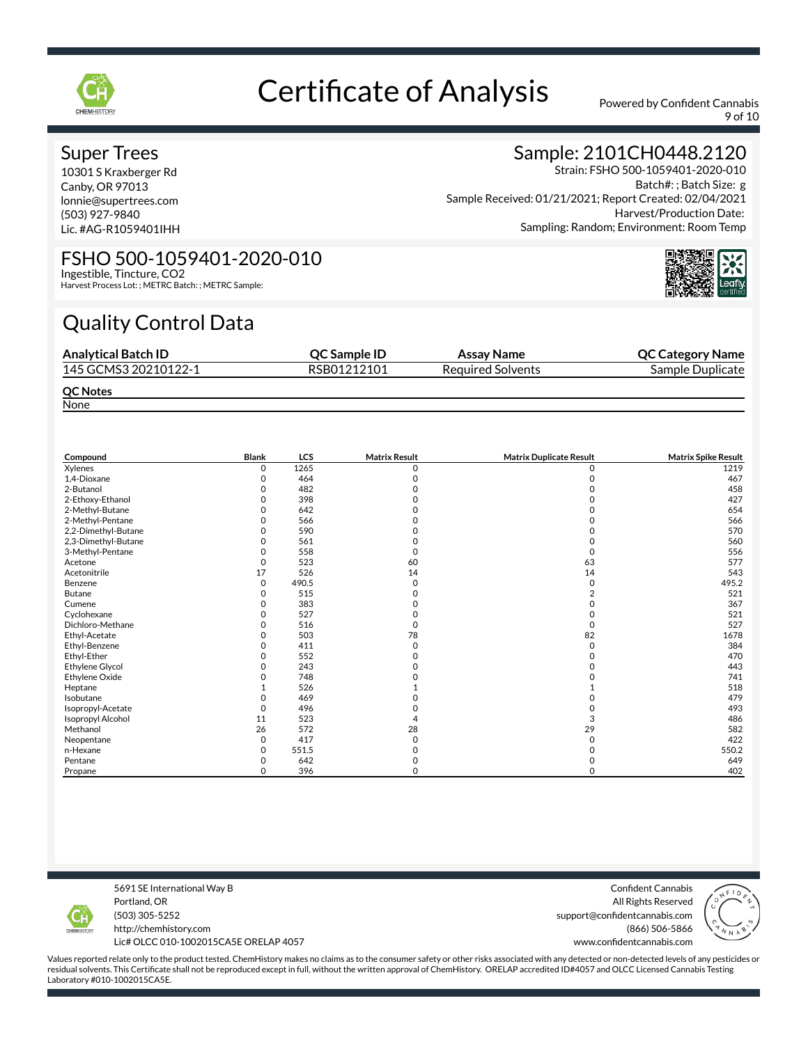# Certificate of Analysis

Powered by Confident Cannabis

## Super Trees

10301 S Kraxberger Rd
Canby, OR 97013
lonnie@supertrees.com
(503) 927-9840
Lic. #AG-R1059401IHH

## Sample: 2101CH0448.2120

Strain: FSHO 500-1059401-2020-010
Batch#: ; Batch Size: g
Sample Received: 01/21/2021; Report Created: 02/04/2021
Harvest/Production Date:
Sampling: Random; Environment: Room Temp

## FSHO 500-1059401-2020-010

Ingestible, Tincture, CO2
Harvest Process Lot: ; METRC Batch: ; METRC Sample:

# Quality Control Data

| Analytical Batch ID | QC Sample ID | Assay Name | QC Category Name |
|---|---|---|---|
| 145 GCMS3 20210122-1 | RSB01212101 | Required Solvents | Sample Duplicate |

**QC Notes**

None

| Compound | Blank | LCS | Matrix Result | Matrix Duplicate Result | Matrix Spike Result |
|---|---|---|---|---|---|
| Xylenes | 0 | 1265 | 0 | 0 | 1219 |
| 1,4-Dioxane | 0 | 464 | 0 | 0 | 467 |
| 2-Butanol | 0 | 482 | 0 | 0 | 458 |
| 2-Ethoxy-Ethanol | 0 | 398 | 0 | 0 | 427 |
| 2-Methyl-Butane | 0 | 642 | 0 | 0 | 654 |
| 2-Methyl-Pentane | 0 | 566 | 0 | 0 | 566 |
| 2,2-Dimethyl-Butane | 0 | 590 | 0 | 0 | 570 |
| 2,3-Dimethyl-Butane | 0 | 561 | 0 | 0 | 560 |
| 3-Methyl-Pentane | 0 | 558 | 0 | 0 | 556 |
| Acetone | 0 | 523 | 60 | 63 | 577 |
| Acetonitrile | 17 | 526 | 14 | 14 | 543 |
| Benzene | 0 | 490.5 | 0 | 0 | 495.2 |
| Butane | 0 | 515 | 0 | 2 | 521 |
| Cumene | 0 | 383 | 0 | 0 | 367 |
| Cyclohexane | 0 | 527 | 0 | 0 | 521 |
| Dichloro-Methane | 0 | 516 | 0 | 0 | 527 |
| Ethyl-Acetate | 0 | 503 | 78 | 82 | 1678 |
| Ethyl-Benzene | 0 | 411 | 0 | 0 | 384 |
| Ethyl-Ether | 0 | 552 | 0 | 0 | 470 |
| Ethylene Glycol | 0 | 243 | 0 | 0 | 443 |
| Ethylene Oxide | 0 | 748 | 0 | 0 | 741 |
| Heptane | 1 | 526 | 1 | 1 | 518 |
| Isobutane | 0 | 469 | 0 | 0 | 479 |
| Isopropyl-Acetate | 0 | 496 | 0 | 0 | 493 |
| Isopropyl Alcohol | 11 | 523 | 4 | 3 | 486 |
| Methanol | 26 | 572 | 28 | 29 | 582 |
| Neopentane | 0 | 417 | 0 | 0 | 422 |
| n-Hexane | 0 | 551.5 | 0 | 0 | 550.2 |
| Pentane | 0 | 642 | 0 | 0 | 649 |
| Propane | 0 | 396 | 0 | 0 | 402 |

5691 SE International Way B
Portland, OR
(503) 305-5252
http://chemhistory.com
Lic# OLCC 010-1002015CA5E ORELAP 4057

Confident Cannabis
All Rights Reserved
support@confidentcannabis.com
(866) 506-5866
www.confidentcannabis.com

Values reported relate only to the product tested. ChemHistory makes no claims as to the consumer safety or other risks associated with any detected or non-detected levels of any pesticides or residual solvents. This Certificate shall not be reproduced except in full, without the written approval of ChemHistory. ORELAP accredited ID#4057 and OLCC Licensed Cannabis Testing Laboratory #010-1002015CA5E.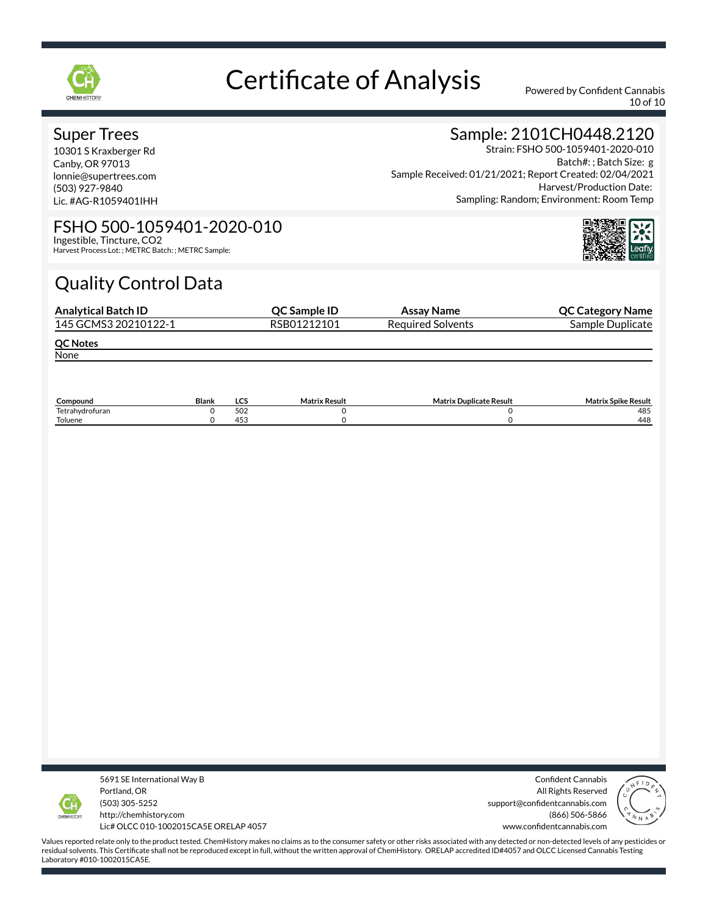# Certificate of Analysis

Powered by Confident Cannabis

## Super Trees

10301 S Kraxberger Rd
Canby, OR 97013
lonnie@supertrees.com
(503) 927-9840
Lic. #AG-R1059401IHH

## Sample: 2101CH0448.2120

Strain: FSHO 500-1059401-2020-010
Batch#: ; Batch Size: g
Sample Received: 01/21/2021; Report Created: 02/04/2021
Harvest/Production Date:
Sampling: Random; Environment: Room Temp

## FSHO 500-1059401-2020-010

Ingestible, Tincture, $CO_2$
Harvest Process Lot: ; METRC Batch: ; METRC Sample:

## Quality Control Data

| Analytical Batch ID | QC Sample ID | Assay Name | QC Category Name |
|---|---|---|---|
| 145 GCMS3 20210122-1 | RSB01212101 | Required Solvents | Sample Duplicate |

**QC Notes**

None

| Compound | Blank | LCS | Matrix Result | Matrix Duplicate Result | Matrix Spike Result |
|---|---|---|---|---|---|
| Tetrahydrofuran | 0 | 502 | 0 | 0 | 485 |
| Toluene | 0 | 453 | 0 | 0 | 448 |

5691 SE International Way B
Portland, OR
(503) 305-5252
http://chemhistory.com
Lic# OLCC 010-1002015CA5E ORELAP 4057

Confident Cannabis
All Rights Reserved
support@confidentcannabis.com
(866) 506-5866
www.confidentcannabis.com

Values reported relate only to the product tested. ChemHistory makes no claims as to the consumer safety or other risks associated with any detected or non-detected levels of any pesticides or residual solvents. This Certificate shall not be reproduced except in full, without the written approval of ChemHistory. ORELAP accredited ID#4057 and OLCC Licensed Cannabis Testing Laboratory #010-1002015CA5E.